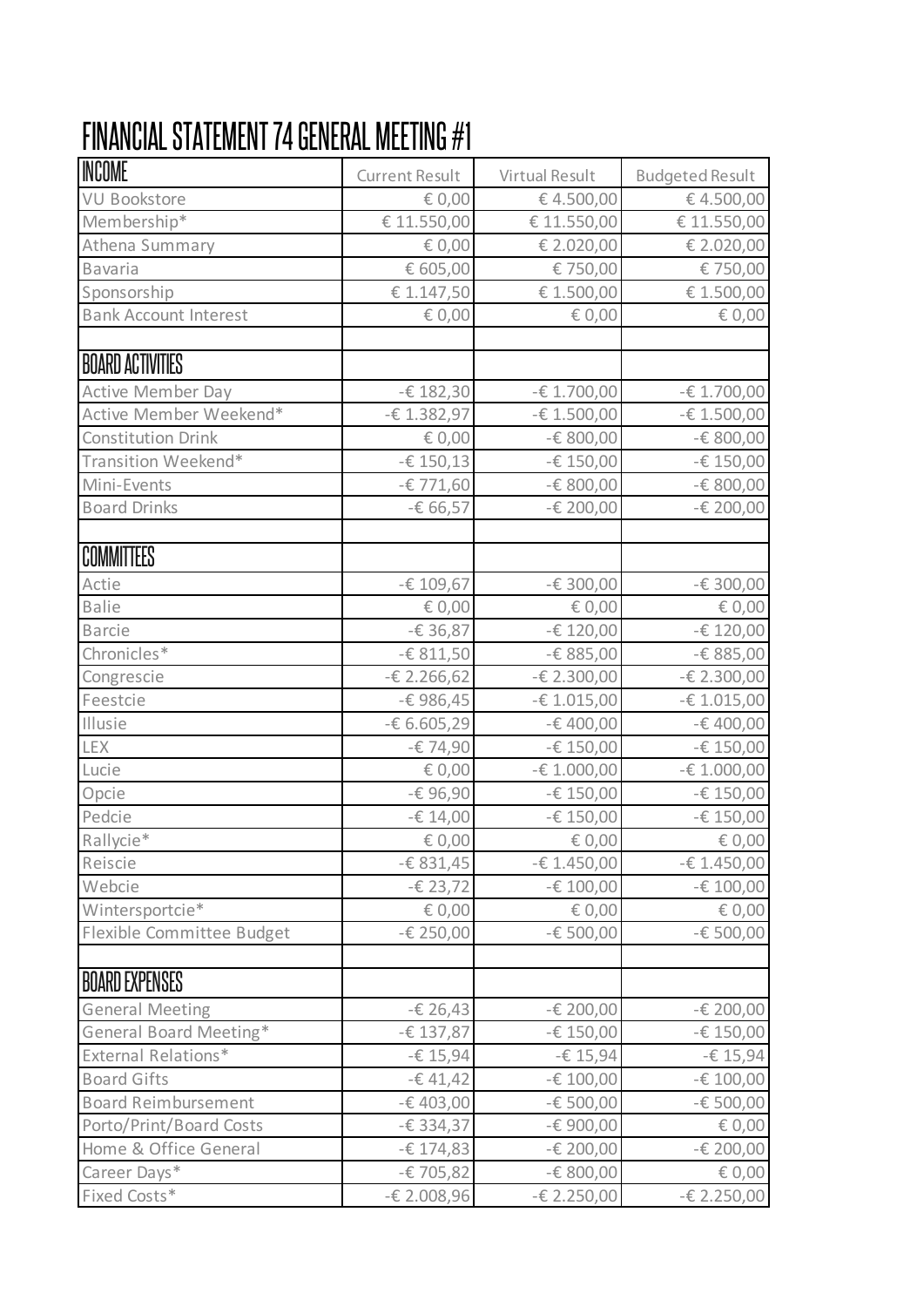# FINANCIAL STATEMENT 74 GENERAL MEETING #1

| INCOME | Current Result | Virtual Result | Budgeted Result |
|---|---|---|---|
| VU Bookstore | € 0,00 | € 4.500,00 | € 4.500,00 |
| Membership* | € 11.550,00 | € 11.550,00 | € 11.550,00 |
| Athena Summary | € 0,00 | € 2.020,00 | € 2.020,00 |
| Bavaria | € 605,00 | € 750,00 | € 750,00 |
| Sponsorship | € 1.147,50 | € 1.500,00 | € 1.500,00 |
| Bank Account Interest | € 0,00 | € 0,00 | € 0,00 |
| | | | |
| **BOARD ACTIVITIES** | | | |
| Active Member Day | -€ 182,30 | -€ 1.700,00 | -€ 1.700,00 |
| Active Member Weekend* | -€ 1.382,97 | -€ 1.500,00 | -€ 1.500,00 |
| Constitution Drink | € 0,00 | -€ 800,00 | -€ 800,00 |
| Transition Weekend* | -€ 150,13 | -€ 150,00 | -€ 150,00 |
| Mini-Events | -€ 771,60 | -€ 800,00 | -€ 800,00 |
| Board Drinks | -€ 66,57 | -€ 200,00 | -€ 200,00 |
| | | | |
| **COMMITTEES** | | | |
| Actie | -€ 109,67 | -€ 300,00 | -€ 300,00 |
| Balie | € 0,00 | € 0,00 | € 0,00 |
| Barcie | -€ 36,87 | -€ 120,00 | -€ 120,00 |
| Chronicles* | -€ 811,50 | -€ 885,00 | -€ 885,00 |
| Congrescie | -€ 2.266,62 | -€ 2.300,00 | -€ 2.300,00 |
| Feestcie | -€ 986,45 | -€ 1.015,00 | -€ 1.015,00 |
| Illusie | -€ 6.605,29 | -€ 400,00 | -€ 400,00 |
| LEX | -€ 74,90 | -€ 150,00 | -€ 150,00 |
| Lucie | € 0,00 | -€ 1.000,00 | -€ 1.000,00 |
| Opcie | -€ 96,90 | -€ 150,00 | -€ 150,00 |
| Pedcie | -€ 14,00 | -€ 150,00 | -€ 150,00 |
| Rallycie* | € 0,00 | € 0,00 | € 0,00 |
| Reiscie | -€ 831,45 | -€ 1.450,00 | -€ 1.450,00 |
| Webcie | -€ 23,72 | -€ 100,00 | -€ 100,00 |
| Wintersportcie* | € 0,00 | € 0,00 | € 0,00 |
| Flexible Committee Budget | -€ 250,00 | -€ 500,00 | -€ 500,00 |
| | | | |
| **BOARD EXPENSES** | | | |
| General Meeting | -€ 26,43 | -€ 200,00 | -€ 200,00 |
| General Board Meeting* | -€ 137,87 | -€ 150,00 | -€ 150,00 |
| External Relations* | -€ 15,94 | -€ 15,94 | -€ 15,94 |
| Board Gifts | -€ 41,42 | -€ 100,00 | -€ 100,00 |
| Board Reimbursement | -€ 403,00 | -€ 500,00 | -€ 500,00 |
| Porto/Print/Board Costs | -€ 334,37 | -€ 900,00 | € 0,00 |
| Home & Office General | -€ 174,83 | -€ 200,00 | -€ 200,00 |
| Career Days* | -€ 705,82 | -€ 800,00 | € 0,00 |
| Fixed Costs* | -€ 2.008,96 | -€ 2.250,00 | -€ 2.250,00 |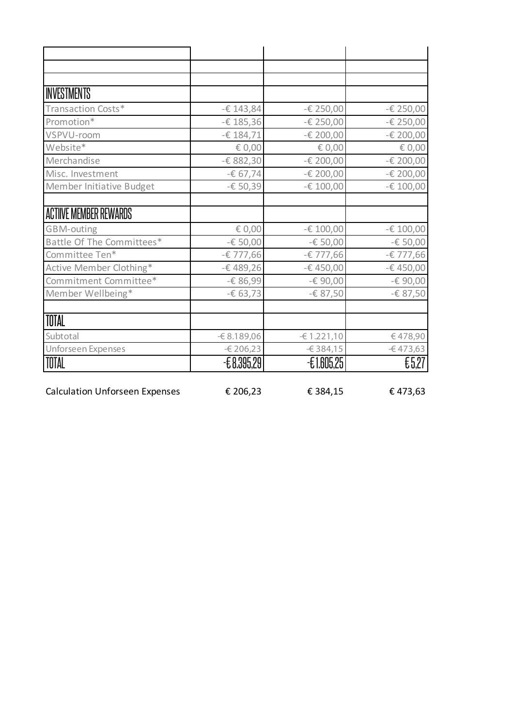| | | | |
|---|---|---|---|
| | | | |
| | | | |
| **INVESTMENTS** | | | |
| Transaction Costs* | -€ 143,84 | -€ 250,00 | -€ 250,00 |
| Promotion* | -€ 185,36 | -€ 250,00 | -€ 250,00 |
| VSPVU-room | -€ 184,71 | -€ 200,00 | -€ 200,00 |
| Website* | € 0,00 | € 0,00 | € 0,00 |
| Merchandise | -€ 882,30 | -€ 200,00 | -€ 200,00 |
| Misc. Investment | -€ 67,74 | -€ 200,00 | -€ 200,00 |
| Member Initiative Budget | -€ 50,39 | -€ 100,00 | -€ 100,00 |
| | | | |
| **ACTIIVE MEMBER REWARDS** | | | |
| GBM-outing | € 0,00 | -€ 100,00 | -€ 100,00 |
| Battle Of The Committees* | -€ 50,00 | -€ 50,00 | -€ 50,00 |
| Committee Ten* | -€ 777,66 | -€ 777,66 | -€ 777,66 |
| Active Member Clothing* | -€ 489,26 | -€ 450,00 | -€ 450,00 |
| Commitment Committee* | -€ 86,99 | -€ 90,00 | -€ 90,00 |
| Member Wellbeing* | -€ 63,73 | -€ 87,50 | -€ 87,50 |
| | | | |
| **TOTAL** | | | |
| Subtotal | -€ 8.189,06 | -€ 1.221,10 | € 478,90 |
| Unforseen Expenses | -€ 206,23 | -€ 384,15 | -€ 473,63 |
| **TOTAL** | **-€ 8.395,29** | **-€ 1.605,25** | **€ 5,27** |

| | | | |
|---|---|---|---|
| Calculation Unforseen Expenses | € 206,23 | € 384,15 | € 473,63 |